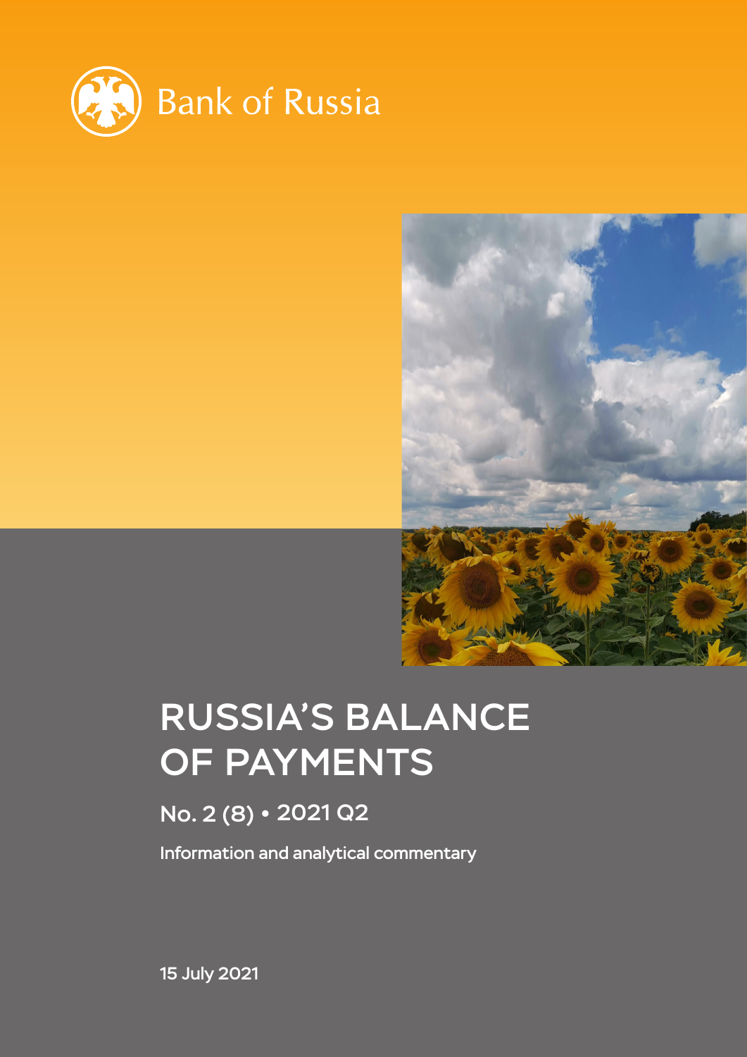Bank of Russia

# RUSSIA'S BALANCE OF PAYMENTS

## No. 2 (8) • 2021 Q2

Information and analytical commentary

15 July 2021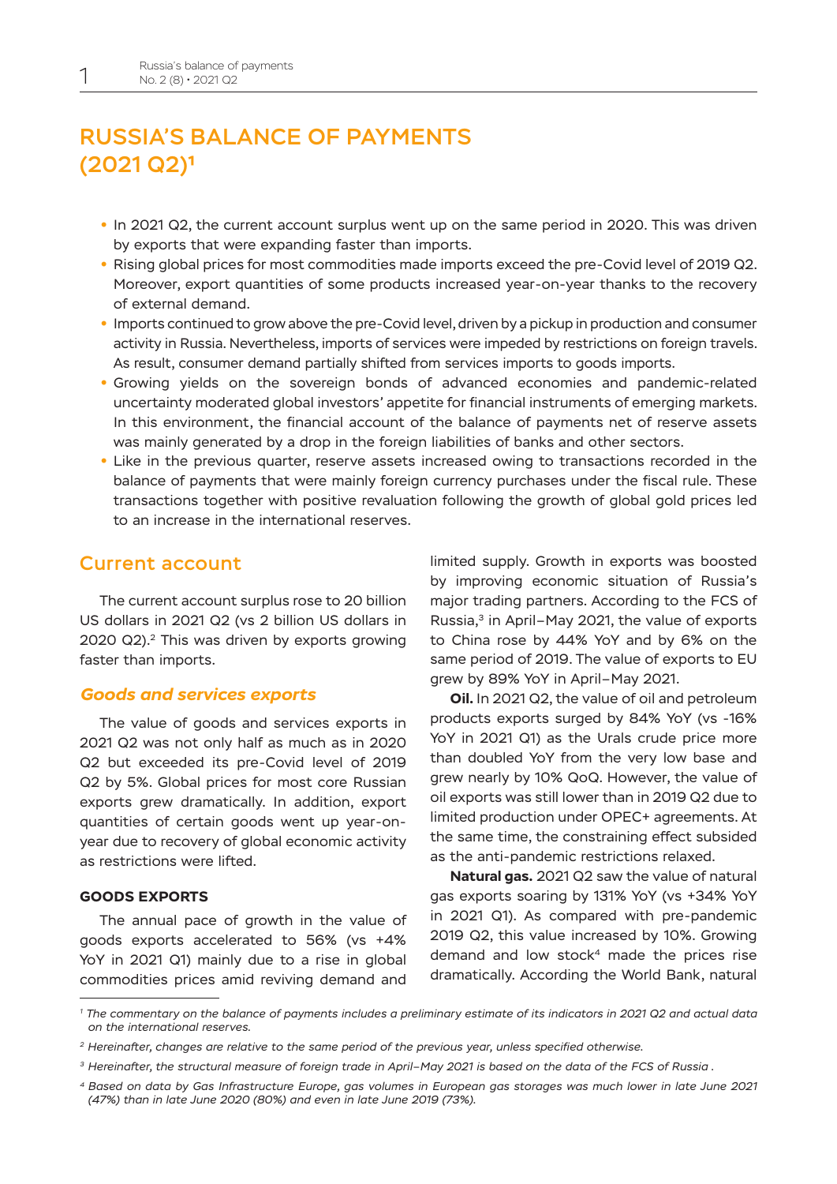# RUSSIA'S BALANCE OF PAYMENTS (2021 Q2)[1]

- In 2021 Q2, the current account surplus went up on the same period in 2020. This was driven by exports that were expanding faster than imports.
- Rising global prices for most commodities made imports exceed the pre-Covid level of 2019 Q2. Moreover, export quantities of some products increased year-on-year thanks to the recovery of external demand.
- Imports continued to grow above the pre-Covid level, driven by a pickup in production and consumer activity in Russia. Nevertheless, imports of services were impeded by restrictions on foreign travels. As result, consumer demand partially shifted from services imports to goods imports.
- Growing yields on the sovereign bonds of advanced economies and pandemic-related uncertainty moderated global investors' appetite for financial instruments of emerging markets. In this environment, the financial account of the balance of payments net of reserve assets was mainly generated by a drop in the foreign liabilities of banks and other sectors.
- Like in the previous quarter, reserve assets increased owing to transactions recorded in the balance of payments that were mainly foreign currency purchases under the fiscal rule. These transactions together with positive revaluation following the growth of global gold prices led to an increase in the international reserves.

## Current account

The current account surplus rose to 20 billion US dollars in 2021 Q2 (vs 2 billion US dollars in 2020 Q2).[2] This was driven by exports growing faster than imports.

### *Goods and services exports*

The value of goods and services exports in 2021 Q2 was not only half as much as in 2020 Q2 but exceeded its pre-Covid level of 2019 Q2 by 5%. Global prices for most core Russian exports grew dramatically. In addition, export quantities of certain goods went up year-on-year due to recovery of global economic activity as restrictions were lifted.

#### GOODS EXPORTS

The annual pace of growth in the value of goods exports accelerated to 56% (vs +4% YoY in 2021 Q1) mainly due to a rise in global commodities prices amid reviving demand and limited supply. Growth in exports was boosted by improving economic situation of Russia's major trading partners. According to the FCS of Russia,[3] in April–May 2021, the value of exports to China rose by 44% YoY and by 6% on the same period of 2019. The value of exports to EU grew by 89% YoY in April–May 2021.

**Oil.** In 2021 Q2, the value of oil and petroleum products exports surged by 84% YoY (vs -16% YoY in 2021 Q1) as the Urals crude price more than doubled YoY from the very low base and grew nearly by 10% QoQ. However, the value of oil exports was still lower than in 2019 Q2 due to limited production under OPEC+ agreements. At the same time, the constraining effect subsided as the anti-pandemic restrictions relaxed.

**Natural gas.** 2021 Q2 saw the value of natural gas exports soaring by 131% YoY (vs +34% YoY in 2021 Q1). As compared with pre-pandemic 2019 Q2, this value increased by 10%. Growing demand and low stock[4] made the prices rise dramatically. According the World Bank, natural

---

[1] *The commentary on the balance of payments includes a preliminary estimate of its indicators in 2021 Q2 and actual data on the international reserves.*

[2] *Hereinafter, changes are relative to the same period of the previous year, unless specified otherwise.*

[3] *Hereinafter, the structural measure of foreign trade in April–May 2021 is based on the data of the FCS of Russia .*

[4] *Based on data by Gas Infrastructure Europe, gas volumes in European gas storages was much lower in late June 2021 (47%) than in late June 2020 (80%) and even in late June 2019 (73%).*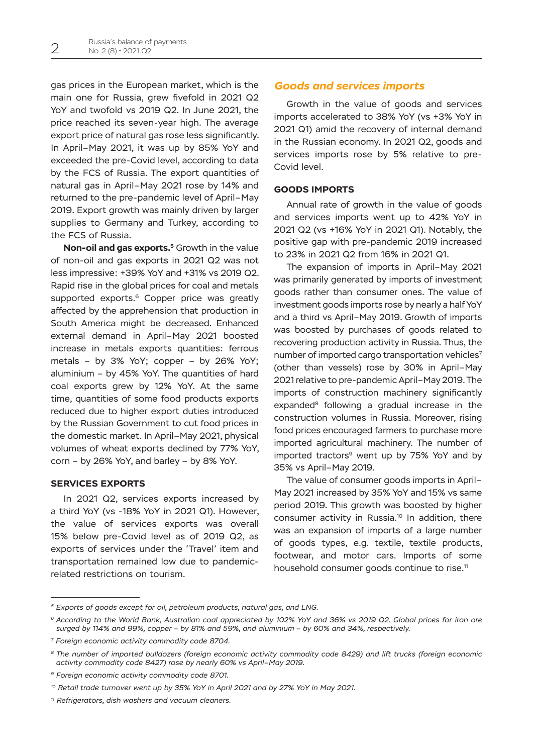gas prices in the European market, which is the main one for Russia, grew fivefold in 2021 Q2 YoY and twofold vs 2019 Q2. In June 2021, the price reached its seven-year high. The average export price of natural gas rose less significantly. In April–May 2021, it was up by 85% YoY and exceeded the pre-Covid level, according to data by the FCS of Russia. The export quantities of natural gas in April–May 2021 rose by 14% and returned to the pre-pandemic level of April–May 2019. Export growth was mainly driven by larger supplies to Germany and Turkey, according to the FCS of Russia.

**Non-oil and gas exports.**[5] Growth in the value of non-oil and gas exports in 2021 Q2 was not less impressive: +39% YoY and +31% vs 2019 Q2. Rapid rise in the global prices for coal and metals supported exports.[6] Copper price was greatly affected by the apprehension that production in South America might be decreased. Enhanced external demand in April–May 2021 boosted increase in metals exports quantities: ferrous metals – by 3% YoY; copper – by 26% YoY; aluminium – by 45% YoY. The quantities of hard coal exports grew by 12% YoY. At the same time, quantities of some food products exports reduced due to higher export duties introduced by the Russian Government to cut food prices in the domestic market. In April–May 2021, physical volumes of wheat exports declined by 77% YoY, corn – by 26% YoY, and barley – by 8% YoY.

### SERVICES EXPORTS

In 2021 Q2, services exports increased by a third YoY (vs -18% YoY in 2021 Q1). However, the value of services exports was overall 15% below pre-Covid level as of 2019 Q2, as exports of services under the 'Travel' item and transportation remained low due to pandemic-related restrictions on tourism.

## *Goods and services imports*

Growth in the value of goods and services imports accelerated to 38% YoY (vs +3% YoY in 2021 Q1) amid the recovery of internal demand in the Russian economy. In 2021 Q2, goods and services imports rose by 5% relative to pre-Covid level.

### GOODS IMPORTS

Annual rate of growth in the value of goods and services imports went up to 42% YoY in 2021 Q2 (vs +16% YoY in 2021 Q1). Notably, the positive gap with pre-pandemic 2019 increased to 23% in 2021 Q2 from 16% in 2021 Q1.

The expansion of imports in April–May 2021 was primarily generated by imports of investment goods rather than consumer ones. The value of investment goods imports rose by nearly a half YoY and a third vs April–May 2019. Growth of imports was boosted by purchases of goods related to recovering production activity in Russia. Thus, the number of imported cargo transportation vehicles[7] (other than vessels) rose by 30% in April–May 2021 relative to pre-pandemic April–May 2019. The imports of construction machinery significantly expanded[8] following a gradual increase in the construction volumes in Russia. Moreover, rising food prices encouraged farmers to purchase more imported agricultural machinery. The number of imported tractors[9] went up by 75% YoY and by 35% vs April–May 2019.

The value of consumer goods imports in April–May 2021 increased by 35% YoY and 15% vs same period 2019. This growth was boosted by higher consumer activity in Russia.[10] In addition, there was an expansion of imports of a large number of goods types, e.g. textile, textile products, footwear, and motor cars. Imports of some household consumer goods continue to rise.[11]

---

*[5] Exports of goods except for oil, petroleum products, natural gas, and LNG.*

*[6] According to the World Bank, Australian coal appreciated by 102% YoY and 36% vs 2019 Q2. Global prices for iron ore surged by 114% and 99%, copper – by 81% and 59%, and aluminium – by 60% and 34%, respectively.*

*[7] Foreign economic activity commodity code 8704.*

*[8] The number of imported bulldozers (foreign economic activity commodity code 8429) and lift trucks (foreign economic activity commodity code 8427) rose by nearly 60% vs April–May 2019.*

*[9] Foreign economic activity commodity code 8701.*

*[10] Retail trade turnover went up by 35% YoY in April 2021 and by 27% YoY in May 2021.*

*[11] Refrigerators, dish washers and vacuum cleaners.*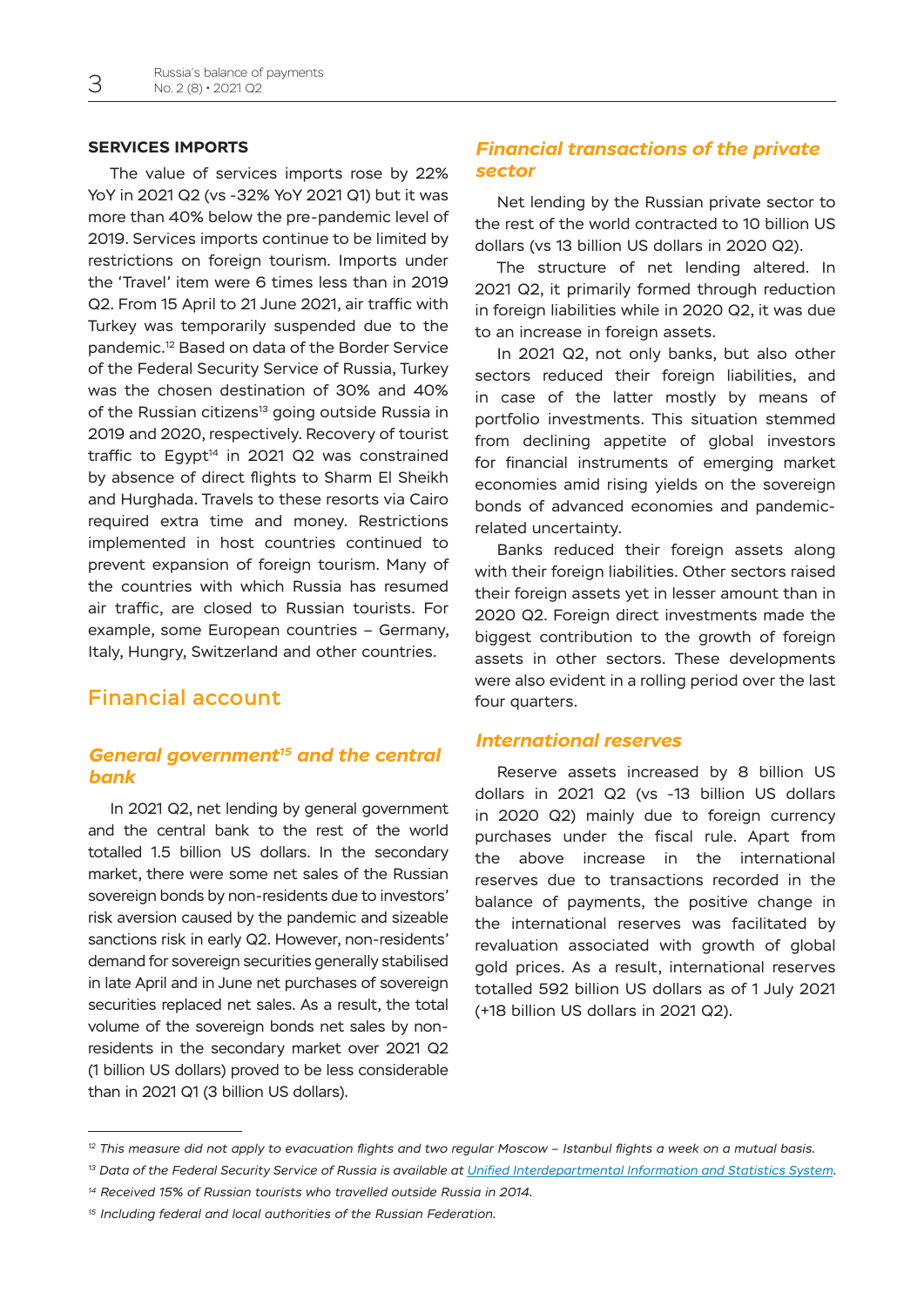### SERVICES IMPORTS

The value of services imports rose by 22% YoY in 2021 Q2 (vs -32% YoY 2021 Q1) but it was more than 40% below the pre-pandemic level of 2019. Services imports continue to be limited by restrictions on foreign tourism. Imports under the 'Travel' item were 6 times less than in 2019 Q2. From 15 April to 21 June 2021, air traffic with Turkey was temporarily suspended due to the pandemic.[12] Based on data of the Border Service of the Federal Security Service of Russia, Turkey was the chosen destination of 30% and 40% of the Russian citizens[13] going outside Russia in 2019 and 2020, respectively. Recovery of tourist traffic to Egypt[14] in 2021 Q2 was constrained by absence of direct flights to Sharm El Sheikh and Hurghada. Travels to these resorts via Cairo required extra time and money. Restrictions implemented in host countries continued to prevent expansion of foreign tourism. Many of the countries with which Russia has resumed air traffic, are closed to Russian tourists. For example, some European countries – Germany, Italy, Hungry, Switzerland and other countries.

## Financial account

### *General government[15] and the central bank*

In 2021 Q2, net lending by general government and the central bank to the rest of the world totalled 1.5 billion US dollars. In the secondary market, there were some net sales of the Russian sovereign bonds by non-residents due to investors' risk aversion caused by the pandemic and sizeable sanctions risk in early Q2. However, non-residents' demand for sovereign securities generally stabilised in late April and in June net purchases of sovereign securities replaced net sales. As a result, the total volume of the sovereign bonds net sales by non-residents in the secondary market over 2021 Q2 (1 billion US dollars) proved to be less considerable than in 2021 Q1 (3 billion US dollars).

### *Financial transactions of the private sector*

Net lending by the Russian private sector to the rest of the world contracted to 10 billion US dollars (vs 13 billion US dollars in 2020 Q2).

The structure of net lending altered. In 2021 Q2, it primarily formed through reduction in foreign liabilities while in 2020 Q2, it was due to an increase in foreign assets.

In 2021 Q2, not only banks, but also other sectors reduced their foreign liabilities, and in case of the latter mostly by means of portfolio investments. This situation stemmed from declining appetite of global investors for financial instruments of emerging market economies amid rising yields on the sovereign bonds of advanced economies and pandemic-related uncertainty.

Banks reduced their foreign assets along with their foreign liabilities. Other sectors raised their foreign assets yet in lesser amount than in 2020 Q2. Foreign direct investments made the biggest contribution to the growth of foreign assets in other sectors. These developments were also evident in a rolling period over the last four quarters.

### *International reserves*

Reserve assets increased by 8 billion US dollars in 2021 Q2 (vs -13 billion US dollars in 2020 Q2) mainly due to foreign currency purchases under the fiscal rule. Apart from the above increase in the international reserves due to transactions recorded in the balance of payments, the positive change in the international reserves was facilitated by revaluation associated with growth of global gold prices. As a result, international reserves totalled 592 billion US dollars as of 1 July 2021 (+18 billion US dollars in 2021 Q2).

---

*[12] This measure did not apply to evacuation flights and two regular Moscow – Istanbul flights a week on a mutual basis.*

*[13] Data of the Federal Security Service of Russia is available at Unified Interdepartmental Information and Statistics System.*

*[14] Received 15% of Russian tourists who travelled outside Russia in 2014.*

*[15] Including federal and local authorities of the Russian Federation.*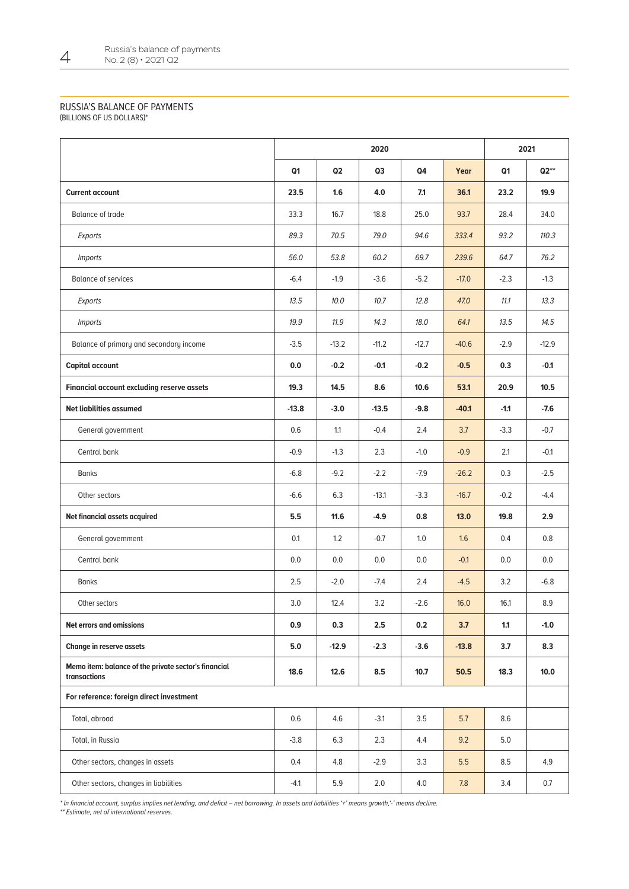## RUSSIA'S BALANCE OF PAYMENTS

(BILLIONS OF US DOLLARS)*

| | 2020 | | | | | 2021 | |
|---|---|---|---|---|---|---|---|
| | Q1 | Q2 | Q3 | Q4 | Year | Q1 | Q2** |
| **Current account** | **23.5** | **1.6** | **4.0** | **7.1** | **36.1** | **23.2** | **19.9** |
| Balance of trade | 33.3 | 16.7 | 18.8 | 25.0 | 93.7 | 28.4 | 34.0 |
| *Exports* | *89.3* | *70.5* | *79.0* | *94.6* | *333.4* | *93.2* | *110.3* |
| *Imports* | *56.0* | *53.8* | *60.2* | *69.7* | *239.6* | *64.7* | *76.2* |
| Balance of services | -6.4 | -1.9 | -3.6 | -5.2 | -17.0 | -2.3 | -1.3 |
| *Exports* | *13.5* | *10.0* | *10.7* | *12.8* | *47.0* | *11.1* | *13.3* |
| *Imports* | *19.9* | *11.9* | *14.3* | *18.0* | *64.1* | *13.5* | *14.5* |
| Balance of primary and secondary income | -3.5 | -13.2 | -11.2 | -12.7 | -40.6 | -2.9 | -12.9 |
| **Capital account** | **0.0** | **-0.2** | **-0.1** | **-0.2** | **-0.5** | **0.3** | **-0.1** |
| **Financial account excluding reserve assets** | **19.3** | **14.5** | **8.6** | **10.6** | **53.1** | **20.9** | **10.5** |
| **Net liabilities assumed** | **-13.8** | **-3.0** | **-13.5** | **-9.8** | **-40.1** | **-1.1** | **-7.6** |
| General government | 0.6 | 1.1 | -0.4 | 2.4 | 3.7 | -3.3 | -0.7 |
| Central bank | -0.9 | -1.3 | 2.3 | -1.0 | -0.9 | 2.1 | -0.1 |
| Banks | -6.8 | -9.2 | -2.2 | -7.9 | -26.2 | 0.3 | -2.5 |
| Other sectors | -6.6 | 6.3 | -13.1 | -3.3 | -16.7 | -0.2 | -4.4 |
| **Net financial assets acquired** | **5.5** | **11.6** | **-4.9** | **0.8** | **13.0** | **19.8** | **2.9** |
| General government | 0.1 | 1.2 | -0.7 | 1.0 | 1.6 | 0.4 | 0.8 |
| Central bank | 0.0 | 0.0 | 0.0 | 0.0 | -0.1 | 0.0 | 0.0 |
| Banks | 2.5 | -2.0 | -7.4 | 2.4 | -4.5 | 3.2 | -6.8 |
| Other sectors | 3.0 | 12.4 | 3.2 | -2.6 | 16.0 | 16.1 | 8.9 |
| **Net errors and omissions** | **0.9** | **0.3** | **2.5** | **0.2** | **3.7** | **1.1** | **-1.0** |
| **Change in reserve assets** | **5.0** | **-12.9** | **-2.3** | **-3.6** | **-13.8** | **3.7** | **8.3** |
| **Memo item: balance of the private sector's financial transactions** | **18.6** | **12.6** | **8.5** | **10.7** | **50.5** | **18.3** | **10.0** |
| **For reference: foreign direct investment** | | | | | | | |
| Total, abroad | 0.6 | 4.6 | -3.1 | 3.5 | 5.7 | 8.6 | |
| Total, in Russia | -3.8 | 6.3 | 2.3 | 4.4 | 9.2 | 5.0 | |
| Other sectors, changes in assets | 0.4 | 4.8 | -2.9 | 3.3 | 5.5 | 8.5 | 4.9 |
| Other sectors, changes in liabilities | -4.1 | 5.9 | 2.0 | 4.0 | 7.8 | 3.4 | 0.7 |

*\* In financial account, surplus implies net lending, and deficit – net borrowing. In assets and liabilities '+' means growth,'-' means decline.*

*\*\* Estimate, net of international reserves.*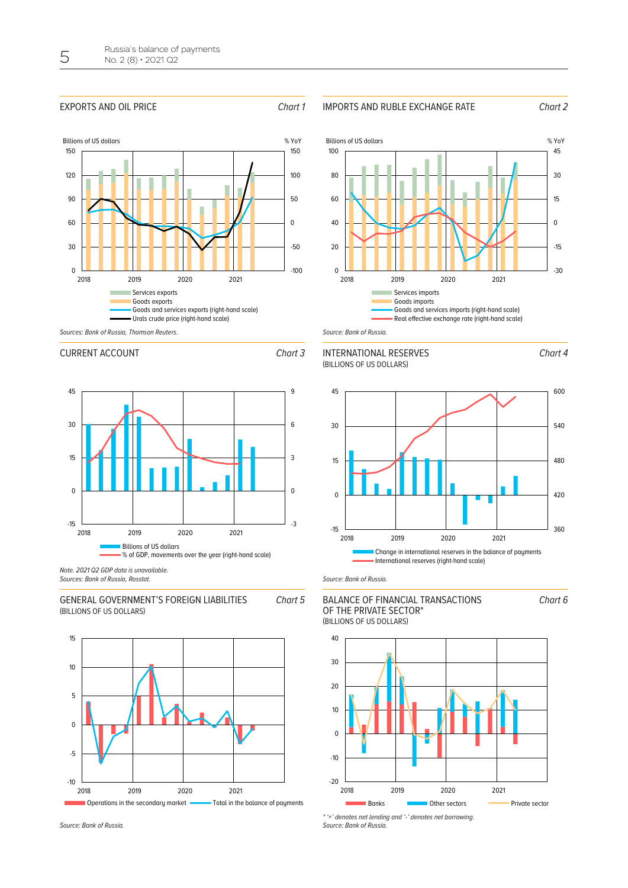## EXPORTS AND OIL PRICE

*Chart 1*

Billions of US dollars | % YoY

- Services exports
- Goods exports
- Goods and services exports (right-hand scale)
- Urals crude price (right-hand scale)

*Sources: Bank of Russia, Thomson Reuters.*

## IMPORTS AND RUBLE EXCHANGE RATE

*Chart 2*

Billions of US dollars | % YoY

- Services imports
- Goods imports
- Goods and services imports (right-hand scale)
- Real effective exchange rate (right-hand scale)

*Source: Bank of Russia.*

## CURRENT ACCOUNT

*Chart 3*

- Billions of US dollars
- % of GDP, movements over the year (right-hand scale)

*Note. 2021 Q2 GDP data is unavailable.*
*Sources: Bank of Russia, Rosstat.*

## INTERNATIONAL RESERVES
(BILLIONS OF US DOLLARS)

*Chart 4*

- Change in international reserves in the balance of payments
- International reserves (right-hand scale)

*Source: Bank of Russia.*

## GENERAL GOVERNMENT'S FOREIGN LIABILITIES
(BILLIONS OF US DOLLARS)

*Chart 5*

- Operations in the secondary market
- Total in the balance of payments

*Source: Bank of Russia.*

## BALANCE OF FINANCIAL TRANSACTIONS OF THE PRIVATE SECTOR*
(BILLIONS OF US DOLLARS)

*Chart 6*

- Banks
- Other sectors
- Private sector

*\* '+' denotes net lending and '-' denotes net borrowing.*
*Source: Bank of Russia.*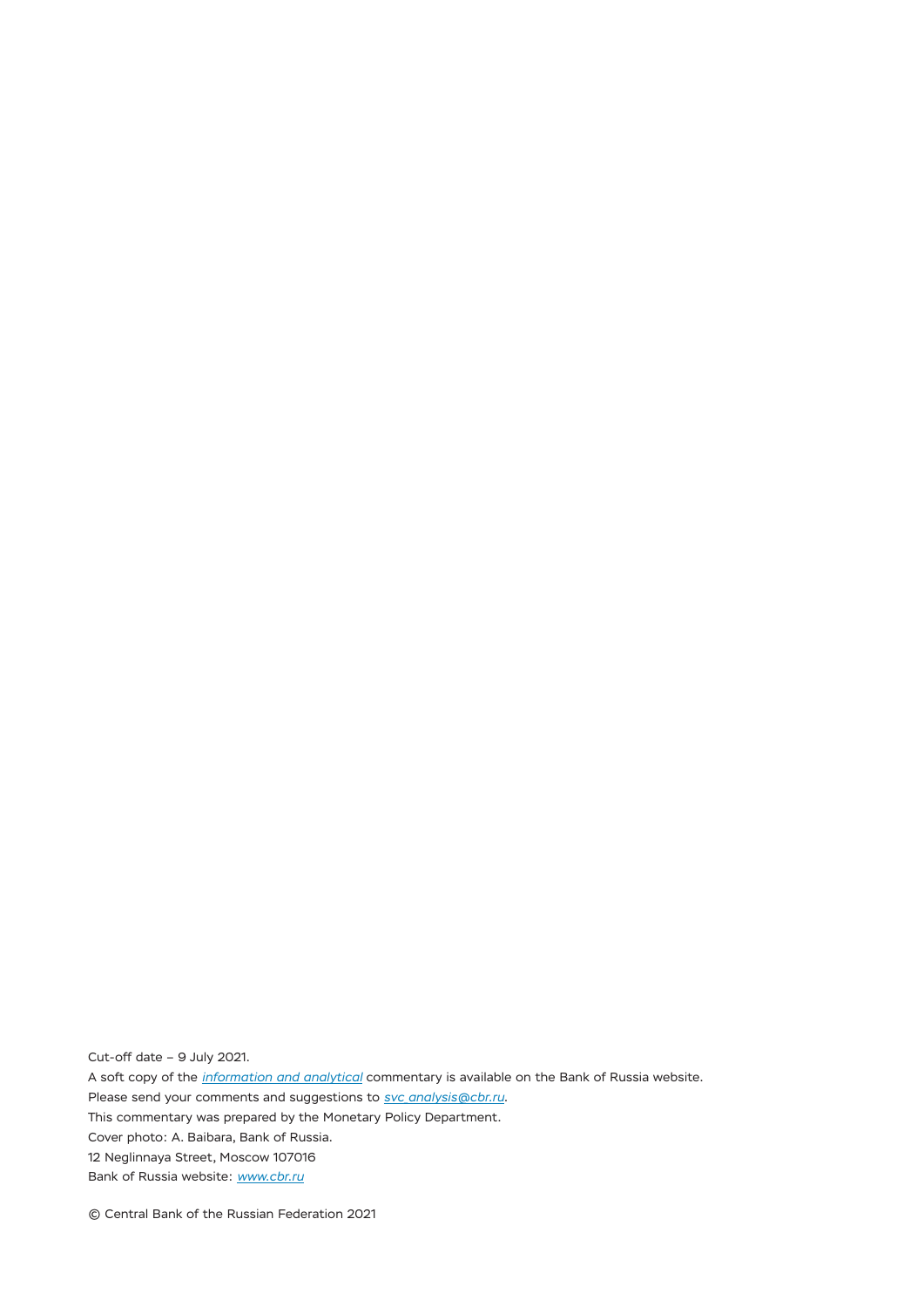Cut-off date – 9 July 2021.

A soft copy of the *information and analytical* commentary is available on the Bank of Russia website.

Please send your comments and suggestions to *svc_analysis@cbr.ru*.

This commentary was prepared by the Monetary Policy Department.

Cover photo: A. Baibara, Bank of Russia.

12 Neglinnaya Street, Moscow 107016

Bank of Russia website: *www.cbr.ru*

© Central Bank of the Russian Federation 2021